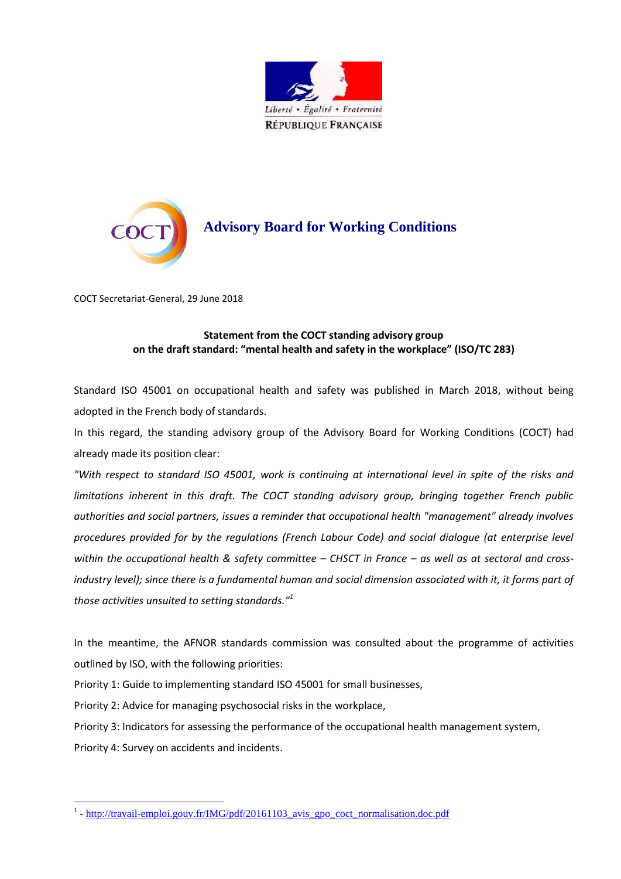Liberté • Égalité • Fraternité

RÉPUBLIQUE FRANÇAISE

COCT

# Advisory Board for Working Conditions

COCT Secretariat-General, 29 June 2018

**Statement from the COCT standing advisory group**
**on the draft standard: "mental health and safety in the workplace" (ISO/TC 283)**

Standard ISO 45001 on occupational health and safety was published in March 2018, without being adopted in the French body of standards.

In this regard, the standing advisory group of the Advisory Board for Working Conditions (COCT) had already made its position clear:

*"With respect to standard ISO 45001, work is continuing at international level in spite of the risks and limitations inherent in this draft. The COCT standing advisory group, bringing together French public authorities and social partners, issues a reminder that occupational health "management" already involves procedures provided for by the regulations (French Labour Code) and social dialogue (at enterprise level within the occupational health & safety committee – CHSCT in France – as well as at sectoral and cross-industry level); since there is a fundamental human and social dimension associated with it, it forms part of those activities unsuited to setting standards."*[1]

In the meantime, the AFNOR standards commission was consulted about the programme of activities outlined by ISO, with the following priorities:

Priority 1: Guide to implementing standard ISO 45001 for small businesses,

Priority 2: Advice for managing psychosocial risks in the workplace,

Priority 3: Indicators for assessing the performance of the occupational health management system,

Priority 4: Survey on accidents and incidents.

---

[1] - http://travail-emploi.gouv.fr/IMG/pdf/20161103_avis_gpo_coct_normalisation.doc.pdf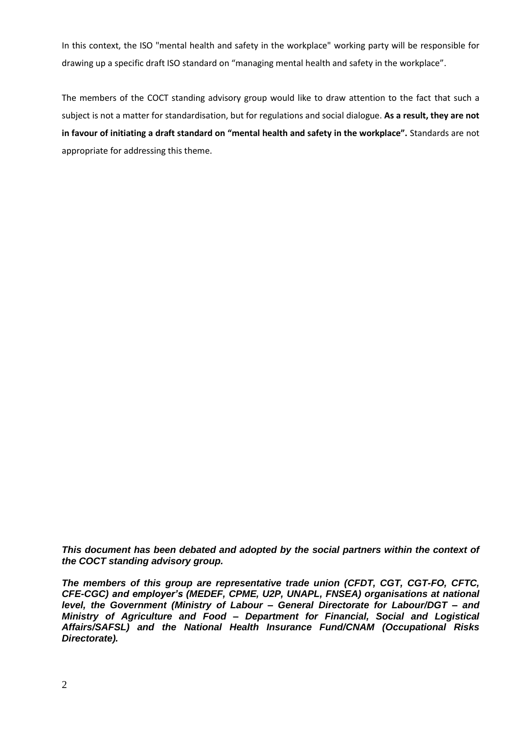In this context, the ISO "mental health and safety in the workplace" working party will be responsible for drawing up a specific draft ISO standard on "managing mental health and safety in the workplace".

The members of the COCT standing advisory group would like to draw attention to the fact that such a subject is not a matter for standardisation, but for regulations and social dialogue. **As a result, they are not in favour of initiating a draft standard on "mental health and safety in the workplace".** Standards are not appropriate for addressing this theme.

***This document has been debated and adopted by the social partners within the context of the COCT standing advisory group.***

***The members of this group are representative trade union (CFDT, CGT, CGT-FO, CFTC, CFE-CGC) and employer's (MEDEF, CPME, U2P, UNAPL, FNSEA) organisations at national level, the Government (Ministry of Labour – General Directorate for Labour/DGT – and Ministry of Agriculture and Food – Department for Financial, Social and Logistical Affairs/SAFSL) and the National Health Insurance Fund/CNAM (Occupational Risks Directorate).***